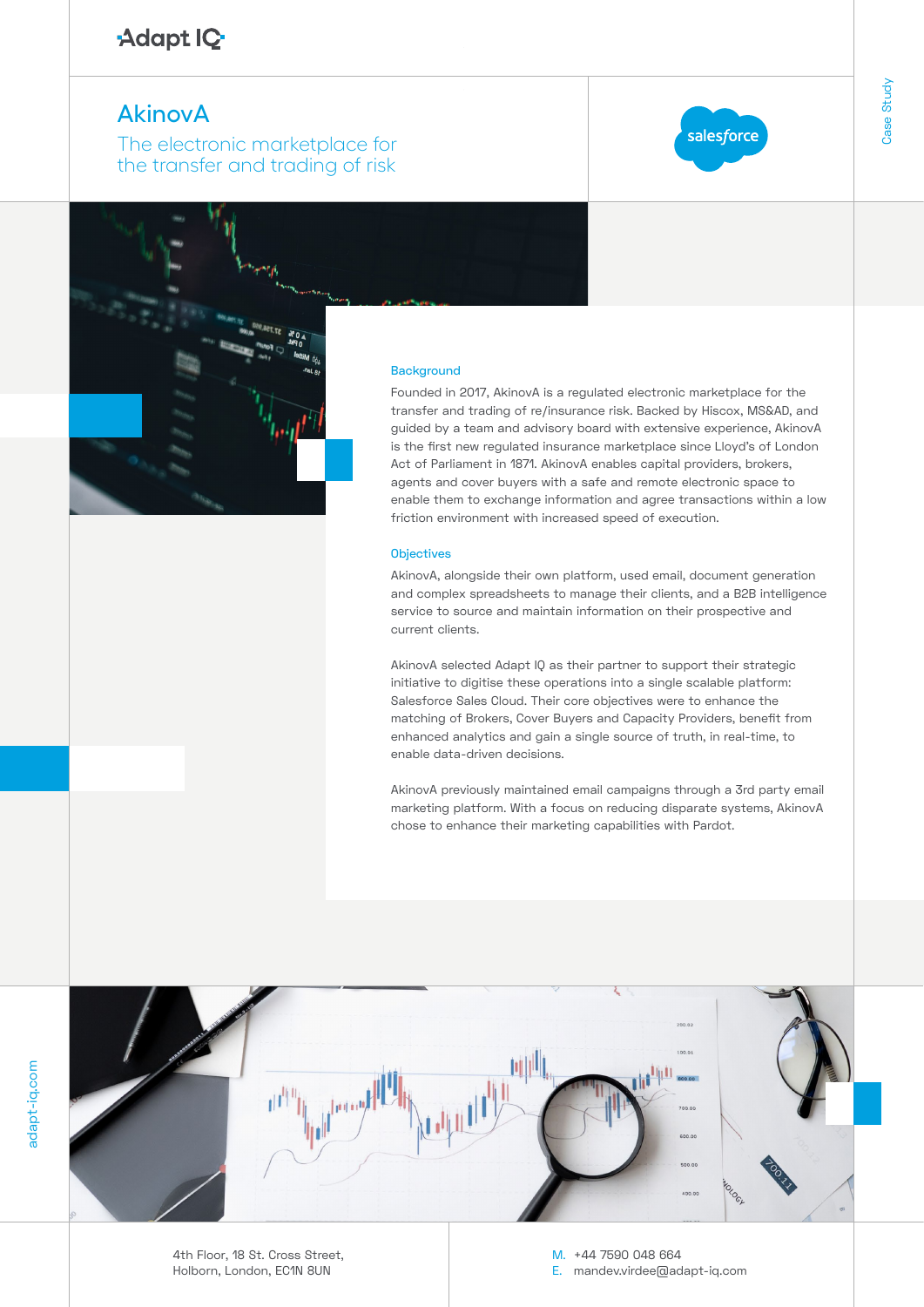Adapt IQ

# AkinovA

## The electronic marketplace for the transfer and trading of risk

salesforce

Case Study

### Background

Founded in 2017, AkinovA is a regulated electronic marketplace for the transfer and trading of re/insurance risk. Backed by Hiscox, MS&AD, and guided by a team and advisory board with extensive experience, AkinovA is the first new regulated insurance marketplace since Lloyd's of London Act of Parliament in 1871. AkinovA enables capital providers, brokers, agents and cover buyers with a safe and remote electronic space to enable them to exchange information and agree transactions within a low friction environment with increased speed of execution.

### Objectives

AkinovA, alongside their own platform, used email, document generation and complex spreadsheets to manage their clients, and a B2B intelligence service to source and maintain information on their prospective and current clients.

AkinovA selected Adapt IQ as their partner to support their strategic initiative to digitise these operations into a single scalable platform: Salesforce Sales Cloud. Their core objectives were to enhance the matching of Brokers, Cover Buyers and Capacity Providers, benefit from enhanced analytics and gain a single source of truth, in real-time, to enable data-driven decisions.

AkinovA previously maintained email campaigns through a 3rd party email marketing platform. With a focus on reducing disparate systems, AkinovA chose to enhance their marketing capabilities with Pardot.

adapt-iq.com

4th Floor, 18 St. Cross Street,
Holborn, London, EC1N 8UN

M. +44 7590 048 664
E. mandev.virdee@adapt-iq.com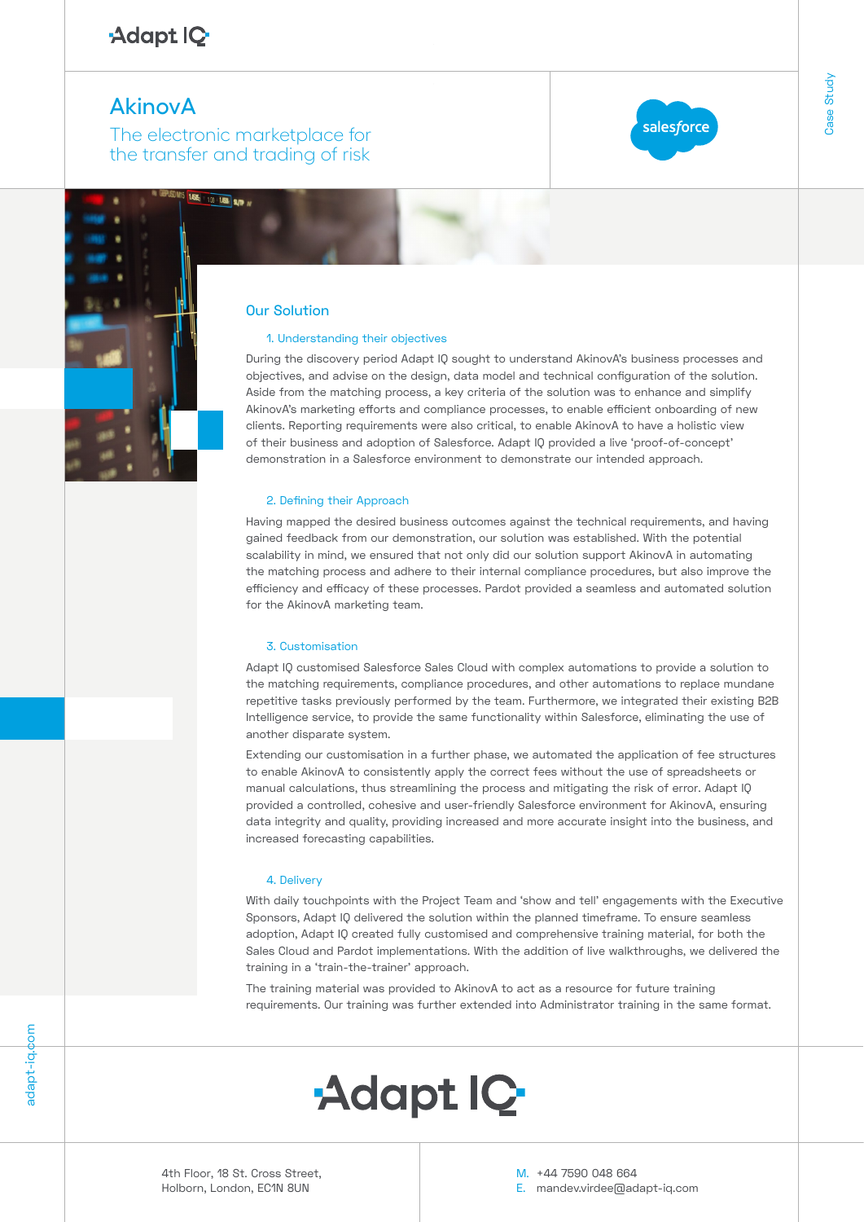# AkinovA

The electronic marketplace for the transfer and trading of risk

## Our Solution

### 1. Understanding their objectives

During the discovery period Adapt IQ sought to understand AkinovA's business processes and objectives, and advise on the design, data model and technical configuration of the solution. Aside from the matching process, a key criteria of the solution was to enhance and simplify AkinovA's marketing efforts and compliance processes, to enable efficient onboarding of new clients. Reporting requirements were also critical, to enable AkinovA to have a holistic view of their business and adoption of Salesforce. Adapt IQ provided a live 'proof-of-concept' demonstration in a Salesforce environment to demonstrate our intended approach.

### 2. Defining their Approach

Having mapped the desired business outcomes against the technical requirements, and having gained feedback from our demonstration, our solution was established. With the potential scalability in mind, we ensured that not only did our solution support AkinovA in automating the matching process and adhere to their internal compliance procedures, but also improve the efficiency and efficacy of these processes. Pardot provided a seamless and automated solution for the AkinovA marketing team.

### 3. Customisation

Adapt IQ customised Salesforce Sales Cloud with complex automations to provide a solution to the matching requirements, compliance procedures, and other automations to replace mundane repetitive tasks previously performed by the team. Furthermore, we integrated their existing B2B Intelligence service, to provide the same functionality within Salesforce, eliminating the use of another disparate system.

Extending our customisation in a further phase, we automated the application of fee structures to enable AkinovA to consistently apply the correct fees without the use of spreadsheets or manual calculations, thus streamlining the process and mitigating the risk of error. Adapt IQ provided a controlled, cohesive and user-friendly Salesforce environment for AkinovA, ensuring data integrity and quality, providing increased and more accurate insight into the business, and increased forecasting capabilities.

### 4. Delivery

With daily touchpoints with the Project Team and 'show and tell' engagements with the Executive Sponsors, Adapt IQ delivered the solution within the planned timeframe. To ensure seamless adoption, Adapt IQ created fully customised and comprehensive training material, for both the Sales Cloud and Pardot implementations. With the addition of live walkthroughs, we delivered the training in a 'train-the-trainer' approach.

The training material was provided to AkinovA to act as a resource for future training requirements. Our training was further extended into Administrator training in the same format.

Adapt IQ

4th Floor, 18 St. Cross Street,
Holborn, London, EC1N 8UN

M. +44 7590 048 664
E. mandev.virdee@adapt-iq.com